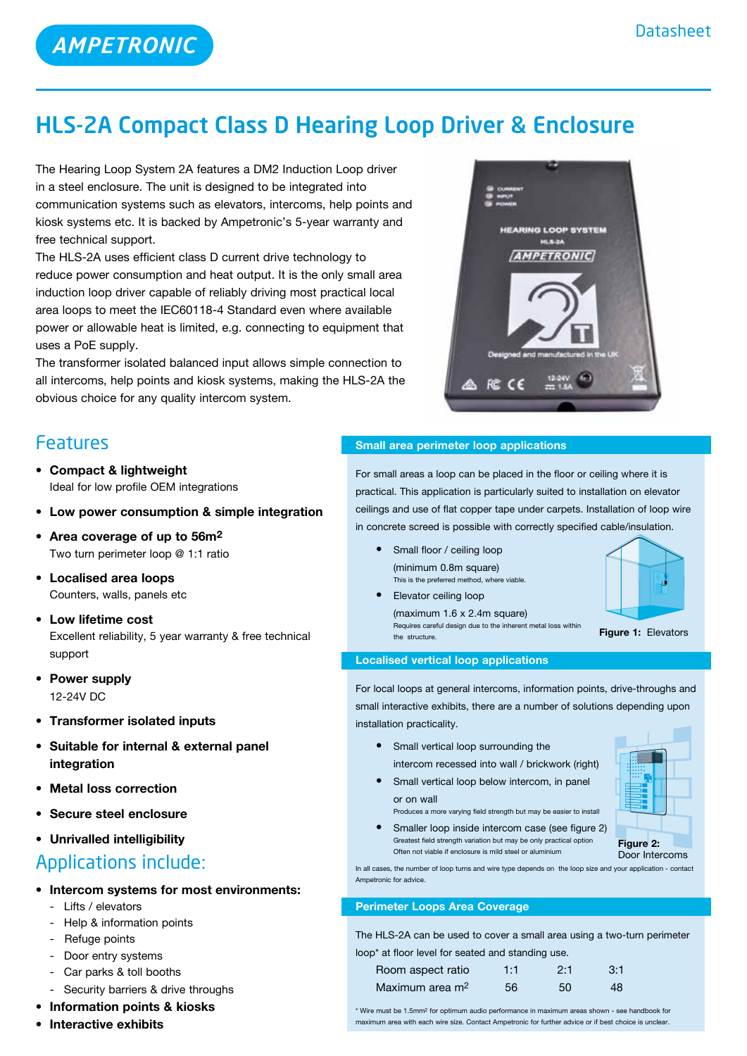AMPETRONIC

Datasheet

# HLS-2A Compact Class D Hearing Loop Driver & Enclosure

The Hearing Loop System 2A features a DM2 Induction Loop driver in a steel enclosure. The unit is designed to be integrated into communication systems such as elevators, intercoms, help points and kiosk systems etc. It is backed by Ampetronic's 5-year warranty and free technical support.

The HLS-2A uses efficient class D current drive technology to reduce power consumption and heat output. It is the only small area induction loop driver capable of reliably driving most practical local area loops to meet the IEC60118-4 Standard even where available power or allowable heat is limited, e.g. connecting to equipment that uses a PoE supply.

The transformer isolated balanced input allows simple connection to all intercoms, help points and kiosk systems, making the HLS-2A the obvious choice for any quality intercom system.

## Features

- **Compact & lightweight**
  Ideal for low profile OEM integrations
- **Low power consumption & simple integration**
- **Area coverage of up to 56m$^2$**
  Two turn perimeter loop @ 1:1 ratio
- **Localised area loops**
  Counters, walls, panels etc
- **Low lifetime cost**
  Excellent reliability, 5 year warranty & free technical support
- **Power supply**
  12-24V DC
- **Transformer isolated inputs**
- **Suitable for internal & external panel integration**
- **Metal loss correction**
- **Secure steel enclosure**
- **Unrivalled intelligibility**

## Applications include:

- **Intercom systems for most environments:**
  - Lifts / elevators
  - Help & information points
  - Refuge points
  - Door entry systems
  - Car parks & toll booths
  - Security barriers & drive throughs
- **Information points & kiosks**
- **Interactive exhibits**

### Small area perimeter loop applications

For small areas a loop can be placed in the floor or ceiling where it is practical. This application is particularly suited to installation on elevator ceilings and use of flat copper tape under carpets. Installation of loop wire in concrete screed is possible with correctly specified cable/insulation.

- Small floor / ceiling loop
  (minimum 0.8m square)
  This is the preferred method, where viable.
- Elevator ceiling loop
  (maximum 1.6 x 2.4m square)
  Requires careful design due to the inherent metal loss within the structure.

**Figure 1:** Elevators

### Localised vertical loop applications

For local loops at general intercoms, information points, drive-throughs and small interactive exhibits, there are a number of solutions depending upon installation practicality.

- Small vertical loop surrounding the intercom recessed into wall / brickwork (right)
- Small vertical loop below intercom, in panel or on wall
  Produces a more varying field strength but may be easier to install
- Smaller loop inside intercom case (see figure 2)
  Greatest field strength variation but may be only practical option
  Often not viable if enclosure is mild steel or aluminium

**Figure 2:** Door Intercoms

In all cases, the number of loop turns and wire type depends on the loop size and your application - contact Ampetronic for advice.

### Perimeter Loops Area Coverage

The HLS-2A can be used to cover a small area using a two-turn perimeter loop* at floor level for seated and standing use.

| Room aspect ratio | 1:1 | 2:1 | 3:1 |
|---|---|---|---|
| Maximum area m$^2$ | 56 | 50 | 48 |

\* Wire must be 1.5mm$^2$ for optimum audio performance in maximum areas shown - see handbook for maximum area with each wire size. Contact Ampetronic for further advice or if best choice is unclear.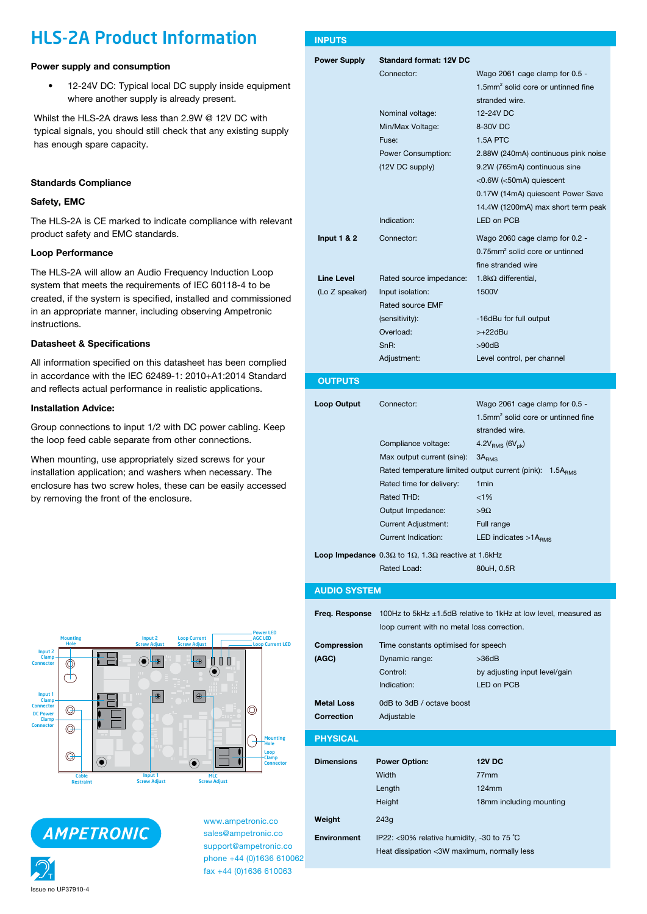# HLS-2A Product Information

**Power supply and consumption**

- 12-24V DC: Typical local DC supply inside equipment where another supply is already present.

Whilst the HLS-2A draws less than 2.9W @ 12V DC with typical signals, you should still check that any existing supply has enough spare capacity.

**Standards Compliance**

**Safety, EMC**

The HLS-2A is CE marked to indicate compliance with relevant product safety and EMC standards.

**Loop Performance**

The HLS-2A will allow an Audio Frequency Induction Loop system that meets the requirements of IEC 60118-4 to be created, if the system is specified, installed and commissioned in an appropriate manner, including observing Ampetronic instructions.

**Datasheet & Specifications**

All information specified on this datasheet has been complied in accordance with the IEC 62489-1: 2010+A1:2014 Standard and reflects actual performance in realistic applications.

**Installation Advice:**

Group connections to input 1/2 with DC power cabling. Keep the loop feed cable separate from other connections.

When mounting, use appropriately sized screws for your installation application; and washers when necessary. The enclosure has two screw holes, these can be easily accessed by removing the front of the enclosure.

Mounting Hole
Input 2 Screw Adjust
Loop Current Screw Adjust
Power LED
AGC LED
Loop Current LED
Input 2 Clamp Connector
Input 1 Clamp Connector
DC Power Clamp Connector
Mounting Hole
Loop Clamp Connector
Cable Restraint
Input 1 Screw Adjust
MLC Screw Adjust

AMPETRONIC

Issue no UP37910-4

www.ampetronic.co
sales@ampetronic.co
support@ampetronic.co
phone +44 (0)1636 610062
fax +44 (0)1636 610063

## INPUTS

| | | |
|---|---|---|
| **Power Supply** | **Standard format: 12V DC** | |
| | Connector: | Wago 2061 cage clamp for 0.5 - 1.5mm² solid core or untinned fine stranded wire. |
| | Nominal voltage: | 12-24V DC |
| | Min/Max Voltage: | 8-30V DC |
| | Fuse: | 1.5A PTC |
| | Power Consumption: (12V DC supply) | 2.88W (240mA) continuous pink noise |
| | | 9.2W (765mA) continuous sine |
| | | <0.6W (<50mA) quiescent |
| | | 0.17W (14mA) quiescent Power Save |
| | | 14.4W (1200mA) max short term peak |
| | Indication: | LED on PCB |
| **Input 1 & 2** | Connector: | Wago 2060 cage clamp for 0.2 - 0.75mm² solid core or untinned fine stranded wire |
| **Line Level** (Lo Z speaker) | Rated source impedance: | 1.8kΩ differential, |
| | Input isolation: | 1500V |
| | Rated source EMF (sensitivity): | -16dBu for full output |
| | Overload: | >+22dBu |
| | SnR: | >90dB |
| | Adjustment: | Level control, per channel |

## OUTPUTS

| | | |
|---|---|---|
| **Loop Output** | Connector: | Wago 2061 cage clamp for 0.5 - 1.5mm² solid core or untinned fine stranded wire. |
| | Compliance voltage: | $4.2V_{RMS}$ ($6V_{pk}$) |
| | Max output current (sine): | $3A_{RMS}$ |
| | Rated temperature limited output current (pink): | $1.5A_{RMS}$ |
| | Rated time for delivery: | 1min |
| | Rated THD: | <1% |
| | Output Impedance: | >9Ω |
| | Current Adjustment: | Full range |
| | Current Indication: | LED indicates $>1A_{RMS}$ |
| **Loop Impedance** | 0.3Ω to 1Ω, 1.3Ω reactive at 1.6kHz | |
| | Rated Load: | 80uH, 0.5R |

## AUDIO SYSTEM

| | | |
|---|---|---|
| **Freq. Response** | 100Hz to 5kHz ±1.5dB relative to 1kHz at low level, measured as loop current with no metal loss correction. | |
| **Compression (AGC)** | Time constants optimised for speech | |
| | Dynamic range: | >36dB |
| | Control: | by adjusting input level/gain |
| | Indication: | LED on PCB |
| **Metal Loss Correction** | 0dB to 3dB / octave boost | |
| | Adjustable | |

## PHYSICAL

| | | |
|---|---|---|
| **Dimensions** | **Power Option:** | **12V DC** |
| | Width | 77mm |
| | Length | 124mm |
| | Height | 18mm including mounting |
| **Weight** | 243g | |
| **Environment** | IP22: <90% relative humidity, -30 to 75 ˚C | |
| | Heat dissipation <3W maximum, normally less | |